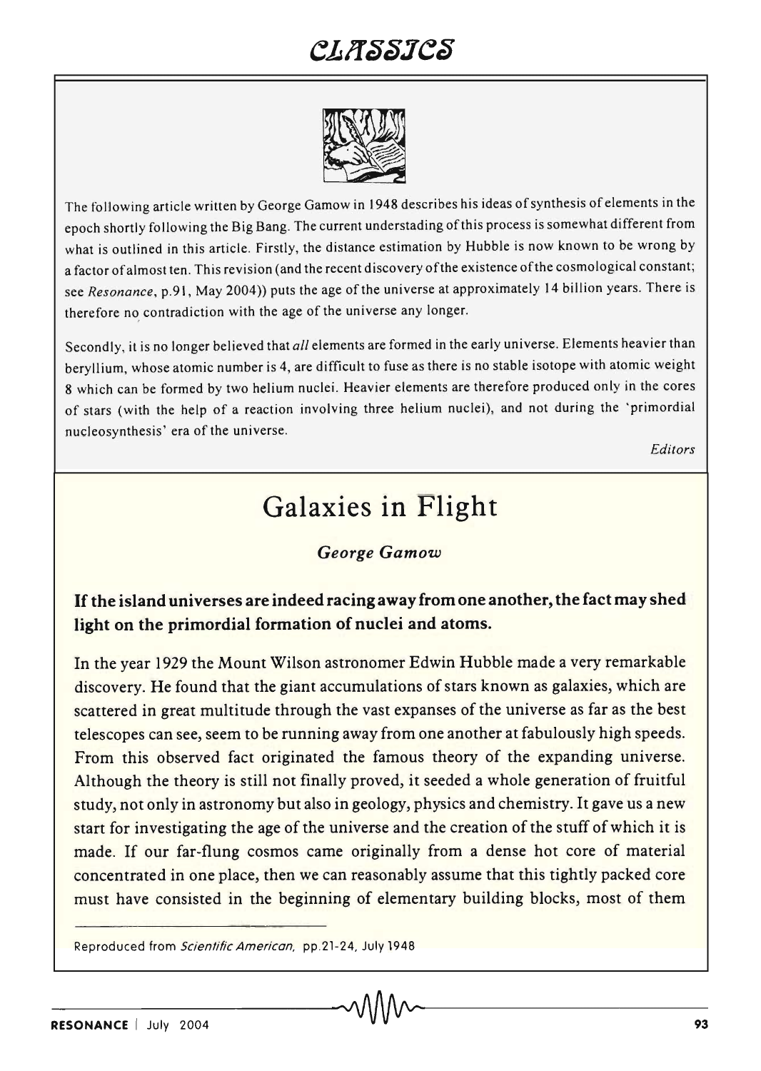The following article written by George Gamow in 1948 describes his ideas of synthesis of elements in the epoch shortly following the Big Bang. The current understading of this process is somewhat different from what is outlined in this article. Firstly, the distance estimation by Hubble is now known to be wrong by a factor of almost ten. This revision (and the recent discovery of the existence of the cosmological constant; see *Resonance*, p.91, May 2004)) puts the age of the universe at approximately 14 billion years. There is therefore no contradiction with the age of the universe any longer.

Secondly, it is no longer believed that *all* elements are formed in the early universe. Elements heavier than beryllium, whose atomic number is 4, are difficult to fuse as there is no stable isotope with atomic weight 8 which can be formed by two helium nuclei. Heavier elements are therefore produced only in the cores of stars (with the help of a reaction involving three helium nuclei), and not during the 'primordial nucleosynthesis' era of the universe.

*Editors*

# Galaxies in Flight

*George Gamow*

**If the island universes are indeed racing away from one another, the fact may shed light on the primordial formation of nuclei and atoms.**

In the year 1929 the Mount Wilson astronomer Edwin Hubble made a very remarkable discovery. He found that the giant accumulations of stars known as galaxies, which are scattered in great multitude through the vast expanses of the universe as far as the best telescopes can see, seem to be running away from one another at fabulously high speeds. From this observed fact originated the famous theory of the expanding universe. Although the theory is still not finally proved, it seeded a whole generation of fruitful study, not only in astronomy but also in geology, physics and chemistry. It gave us a new start for investigating the age of the universe and the creation of the stuff of which it is made. If our far-flung cosmos came originally from a dense hot core of material concentrated in one place, then we can reasonably assume that this tightly packed core must have consisted in the beginning of elementary building blocks, most of them

Reproduced from *Scientific American*, pp.21-24, July 1948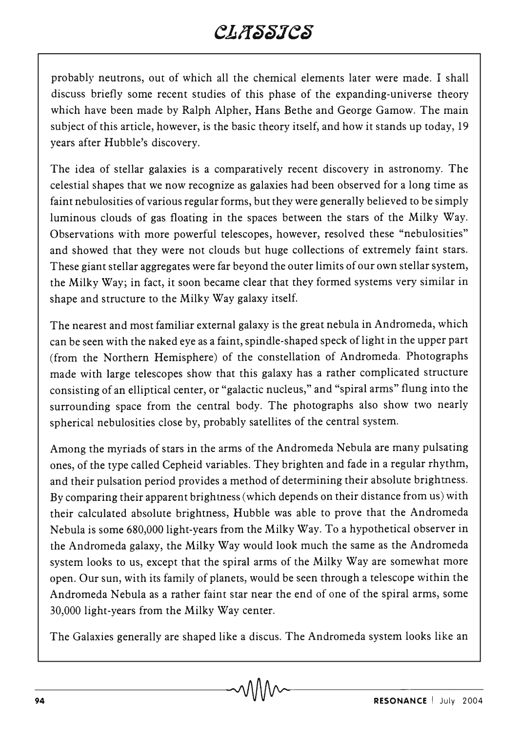probably neutrons, out of which all the chemical elements later were made. I shall discuss briefly some recent studies of this phase of the expanding-universe theory which have been made by Ralph Alpher, Hans Bethe and George Gamow. The main subject of this article, however, is the basic theory itself, and how it stands up today, 19 years after Hubble's discovery.

The idea of stellar galaxies is a comparatively recent discovery in astronomy. The celestial shapes that we now recognize as galaxies had been observed for a long time as faint nebulosities of various regular forms, but they were generally believed to be simply luminous clouds of gas floating in the spaces between the stars of the Milky Way. Observations with more powerful telescopes, however, resolved these "nebulosities" and showed that they were not clouds but huge collections of extremely faint stars. These giant stellar aggregates were far beyond the outer limits of our own stellar system, the Milky Way; in fact, it soon became clear that they formed systems very similar in shape and structure to the Milky Way galaxy itself.

The nearest and most familiar external galaxy is the great nebula in Andromeda, which can be seen with the naked eye as a faint, spindle-shaped speck of light in the upper part (from the Northern Hemisphere) of the constellation of Andromeda. Photographs made with large telescopes show that this galaxy has a rather complicated structure consisting of an elliptical center, or "galactic nucleus," and "spiral arms" flung into the surrounding space from the central body. The photographs also show two nearly spherical nebulosities close by, probably satellites of the central system.

Among the myriads of stars in the arms of the Andromeda Nebula are many pulsating ones, of the type called Cepheid variables. They brighten and fade in a regular rhythm, and their pulsation period provides a method of determining their absolute brightness. By comparing their apparent brightness (which depends on their distance from us) with their calculated absolute brightness, Hubble was able to prove that the Andromeda Nebula is some 680,000 light-years from the Milky Way. To a hypothetical observer in the Andromeda galaxy, the Milky Way would look much the same as the Andromeda system looks to us, except that the spiral arms of the Milky Way are somewhat more open. Our sun, with its family of planets, would be seen through a telescope within the Andromeda Nebula as a rather faint star near the end of one of the spiral arms, some 30,000 light-years from the Milky Way center.

The Galaxies generally are shaped like a discus. The Andromeda system looks like an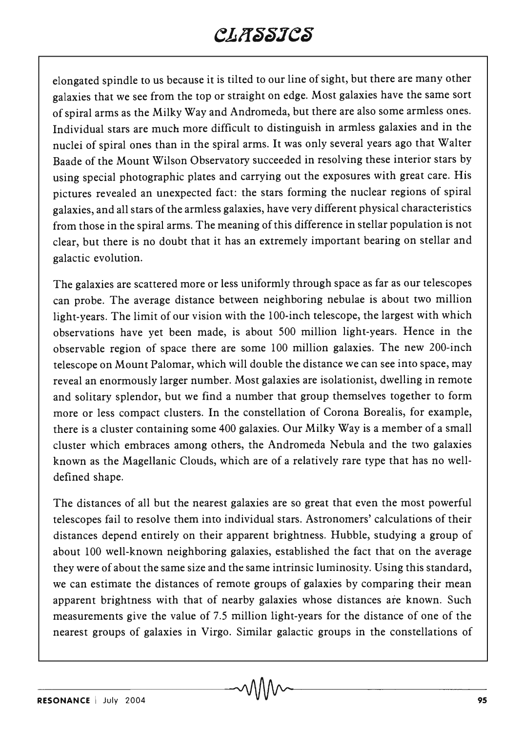elongated spindle to us because it is tilted to our line of sight, but there are many other galaxies that we see from the top or straight on edge. Most galaxies have the same sort of spiral arms as the Milky Way and Andromeda, but there are also some armless ones. Individual stars are much more difficult to distinguish in armless galaxies and in the nuclei of spiral ones than in the spiral arms. It was only several years ago that Walter Baade of the Mount Wilson Observatory succeeded in resolving these interior stars by using special photographic plates and carrying out the exposures with great care. His pictures revealed an unexpected fact: the stars forming the nuclear regions of spiral galaxies, and all stars of the armless galaxies, have very different physical characteristics from those in the spiral arms. The meaning of this difference in stellar population is not clear, but there is no doubt that it has an extremely important bearing on stellar and galactic evolution.

The galaxies are scattered more or less uniformly through space as far as our telescopes can probe. The average distance between neighboring nebulae is about two million light-years. The limit of our vision with the 100-inch telescope, the largest with which observations have yet been made, is about 500 million light-years. Hence in the observable region of space there are some 100 million galaxies. The new 200-inch telescope on Mount Palomar, which will double the distance we can see into space, may reveal an enormously larger number. Most galaxies are isolationist, dwelling in remote and solitary splendor, but we find a number that group themselves together to form more or less compact clusters. In the constellation of Corona Borealis, for example, there is a cluster containing some 400 galaxies. Our Milky Way is a member of a small cluster which embraces among others, the Andromeda Nebula and the two galaxies known as the Magellanic Clouds, which are of a relatively rare type that has no well-defined shape.

The distances of all but the nearest galaxies are so great that even the most powerful telescopes fail to resolve them into individual stars. Astronomers' calculations of their distances depend entirely on their apparent brightness. Hubble, studying a group of about 100 well-known neighboring galaxies, established the fact that on the average they were of about the same size and the same intrinsic luminosity. Using this standard, we can estimate the distances of remote groups of galaxies by comparing their mean apparent brightness with that of nearby galaxies whose distances are known. Such measurements give the value of 7.5 million light-years for the distance of one of the nearest groups of galaxies in Virgo. Similar galactic groups in the constellations of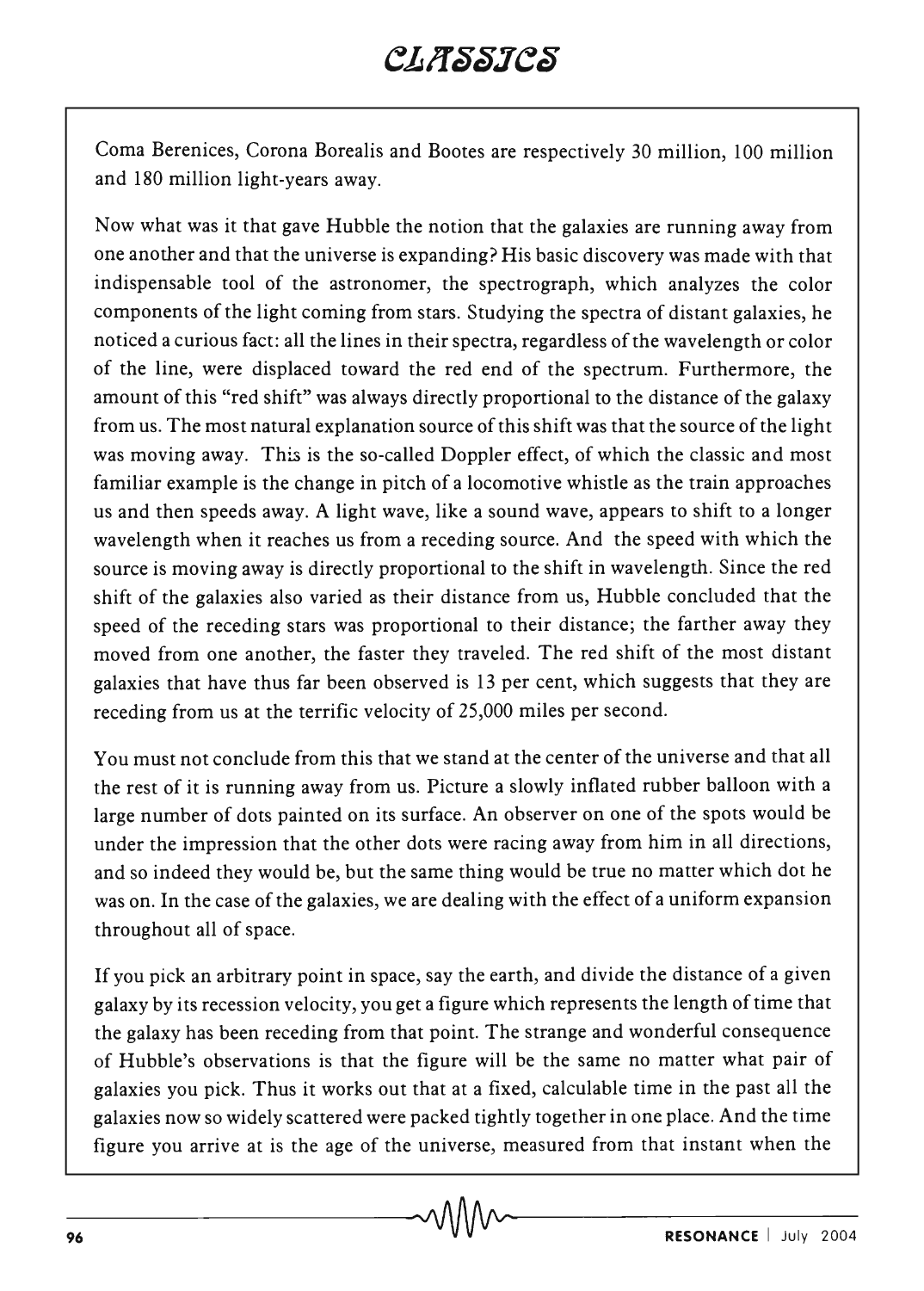Coma Berenices, Corona Borealis and Bootes are respectively 30 million, 100 million and 180 million light-years away.

Now what was it that gave Hubble the notion that the galaxies are running away from one another and that the universe is expanding? His basic discovery was made with that indispensable tool of the astronomer, the spectrograph, which analyzes the color components of the light coming from stars. Studying the spectra of distant galaxies, he noticed a curious fact: all the lines in their spectra, regardless of the wavelength or color of the line, were displaced toward the red end of the spectrum. Furthermore, the amount of this "red shift" was always directly proportional to the distance of the galaxy from us. The most natural explanation source of this shift was that the source of the light was moving away. This is the so-called Doppler effect, of which the classic and most familiar example is the change in pitch of a locomotive whistle as the train approaches us and then speeds away. A light wave, like a sound wave, appears to shift to a longer wavelength when it reaches us from a receding source. And the speed with which the source is moving away is directly proportional to the shift in wavelength. Since the red shift of the galaxies also varied as their distance from us, Hubble concluded that the speed of the receding stars was proportional to their distance; the farther away they moved from one another, the faster they traveled. The red shift of the most distant galaxies that have thus far been observed is 13 per cent, which suggests that they are receding from us at the terrific velocity of 25,000 miles per second.

You must not conclude from this that we stand at the center of the universe and that all the rest of it is running away from us. Picture a slowly inflated rubber balloon with a large number of dots painted on its surface. An observer on one of the spots would be under the impression that the other dots were racing away from him in all directions, and so indeed they would be, but the same thing would be true no matter which dot he was on. In the case of the galaxies, we are dealing with the effect of a uniform expansion throughout all of space.

If you pick an arbitrary point in space, say the earth, and divide the distance of a given galaxy by its recession velocity, you get a figure which represents the length of time that the galaxy has been receding from that point. The strange and wonderful consequence of Hubble's observations is that the figure will be the same no matter what pair of galaxies you pick. Thus it works out that at a fixed, calculable time in the past all the galaxies now so widely scattered were packed tightly together in one place. And the time figure you arrive at is the age of the universe, measured from that instant when the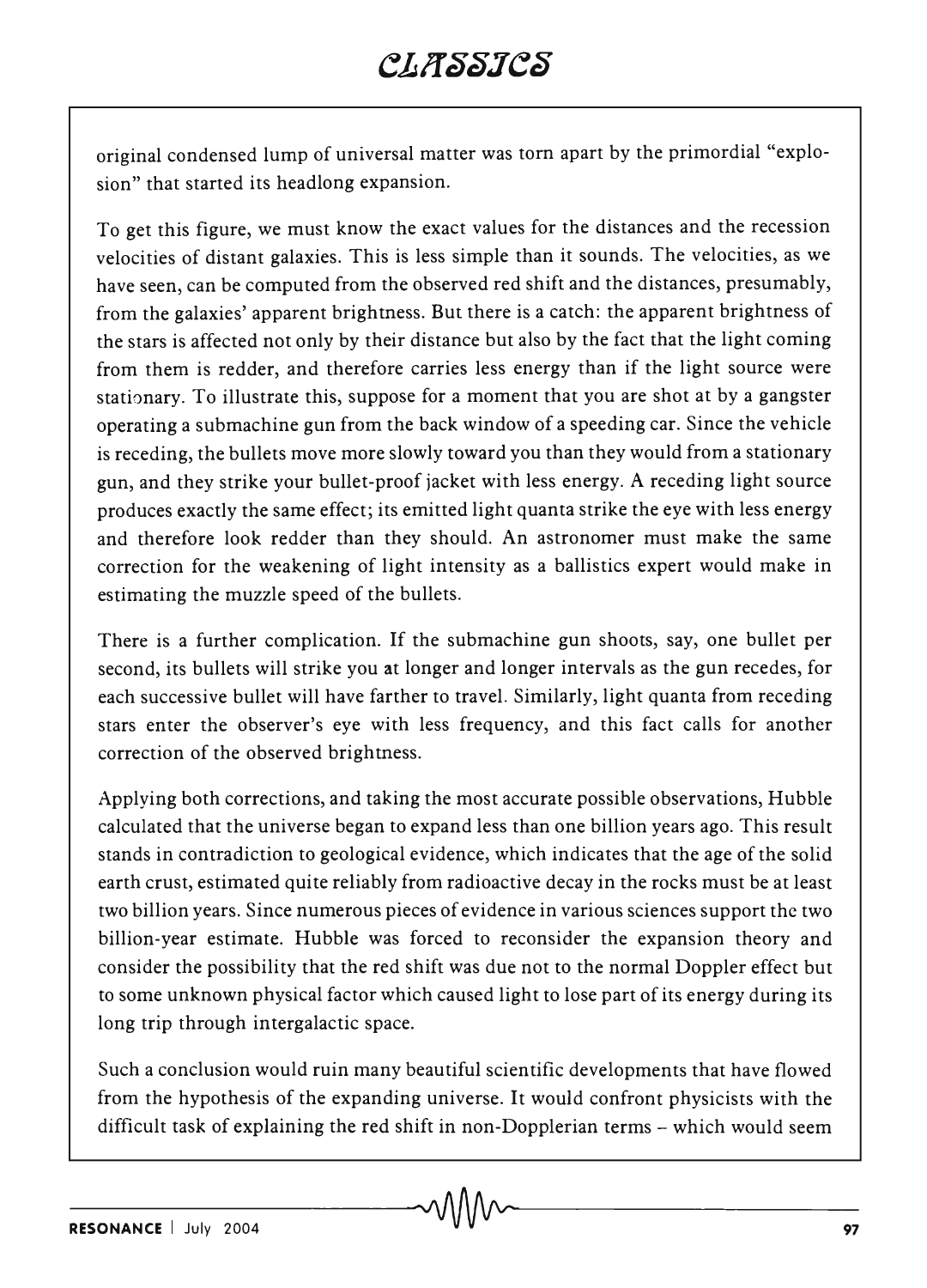original condensed lump of universal matter was torn apart by the primordial "explosion" that started its headlong expansion.

To get this figure, we must know the exact values for the distances and the recession velocities of distant galaxies. This is less simple than it sounds. The velocities, as we have seen, can be computed from the observed red shift and the distances, presumably, from the galaxies' apparent brightness. But there is a catch: the apparent brightness of the stars is affected not only by their distance but also by the fact that the light coming from them is redder, and therefore carries less energy than if the light source were stationary. To illustrate this, suppose for a moment that you are shot at by a gangster operating a submachine gun from the back window of a speeding car. Since the vehicle is receding, the bullets move more slowly toward you than they would from a stationary gun, and they strike your bullet-proof jacket with less energy. A receding light source produces exactly the same effect; its emitted light quanta strike the eye with less energy and therefore look redder than they should. An astronomer must make the same correction for the weakening of light intensity as a ballistics expert would make in estimating the muzzle speed of the bullets.

There is a further complication. If the submachine gun shoots, say, one bullet per second, its bullets will strike you at longer and longer intervals as the gun recedes, for each successive bullet will have farther to travel. Similarly, light quanta from receding stars enter the observer's eye with less frequency, and this fact calls for another correction of the observed brightness.

Applying both corrections, and taking the most accurate possible observations, Hubble calculated that the universe began to expand less than one billion years ago. This result stands in contradiction to geological evidence, which indicates that the age of the solid earth crust, estimated quite reliably from radioactive decay in the rocks must be at least two billion years. Since numerous pieces of evidence in various sciences support the two billion-year estimate. Hubble was forced to reconsider the expansion theory and consider the possibility that the red shift was due not to the normal Doppler effect but to some unknown physical factor which caused light to lose part of its energy during its long trip through intergalactic space.

Such a conclusion would ruin many beautiful scientific developments that have flowed from the hypothesis of the expanding universe. It would confront physicists with the difficult task of explaining the red shift in non-Dopplerian terms – which would seem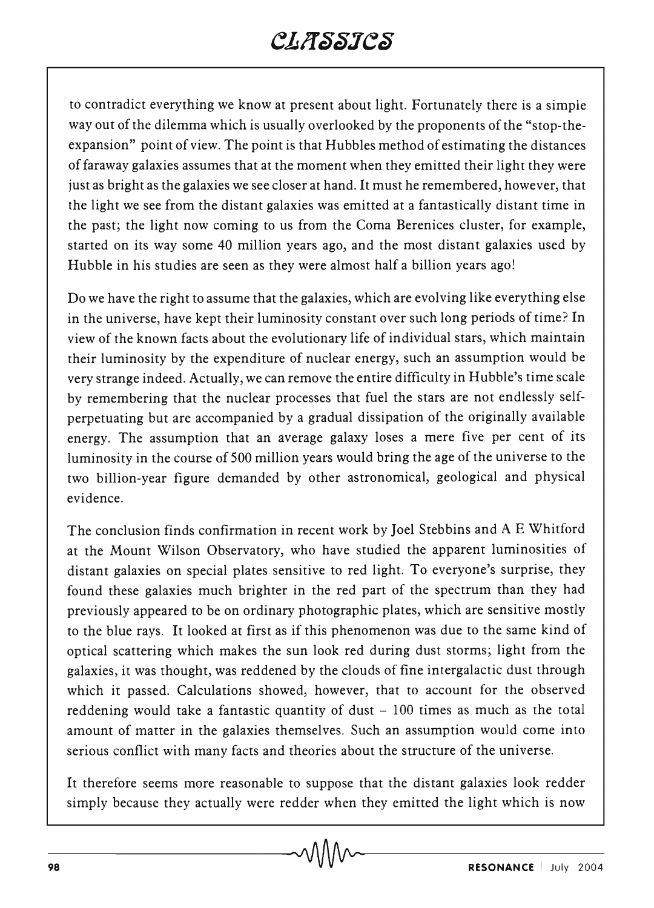to contradict everything we know at present about light. Fortunately there is a simple way out of the dilemma which is usually overlooked by the proponents of the "stop-the-expansion" point of view. The point is that Hubbles method of estimating the distances of faraway galaxies assumes that at the moment when they emitted their light they were just as bright as the galaxies we see closer at hand. It must he remembered, however, that the light we see from the distant galaxies was emitted at a fantastically distant time in the past; the light now coming to us from the Coma Berenices cluster, for example, started on its way some 40 million years ago, and the most distant galaxies used by Hubble in his studies are seen as they were almost half a billion years ago!

Do we have the right to assume that the galaxies, which are evolving like everything else in the universe, have kept their luminosity constant over such long periods of time? In view of the known facts about the evolutionary life of individual stars, which maintain their luminosity by the expenditure of nuclear energy, such an assumption would be very strange indeed. Actually, we can remove the entire difficulty in Hubble's time scale by remembering that the nuclear processes that fuel the stars are not endlessly self-perpetuating but are accompanied by a gradual dissipation of the originally available energy. The assumption that an average galaxy loses a mere five per cent of its luminosity in the course of 500 million years would bring the age of the universe to the two billion-year figure demanded by other astronomical, geological and physical evidence.

The conclusion finds confirmation in recent work by Joel Stebbins and A E Whitford at the Mount Wilson Observatory, who have studied the apparent luminosities of distant galaxies on special plates sensitive to red light. To everyone's surprise, they found these galaxies much brighter in the red part of the spectrum than they had previously appeared to be on ordinary photographic plates, which are sensitive mostly to the blue rays. It looked at first as if this phenomenon was due to the same kind of optical scattering which makes the sun look red during dust storms; light from the galaxies, it was thought, was reddened by the clouds of fine intergalactic dust through which it passed. Calculations showed, however, that to account for the observed reddening would take a fantastic quantity of dust – 100 times as much as the total amount of matter in the galaxies themselves. Such an assumption would come into serious conflict with many facts and theories about the structure of the universe.

It therefore seems more reasonable to suppose that the distant galaxies look redder simply because they actually were redder when they emitted the light which is now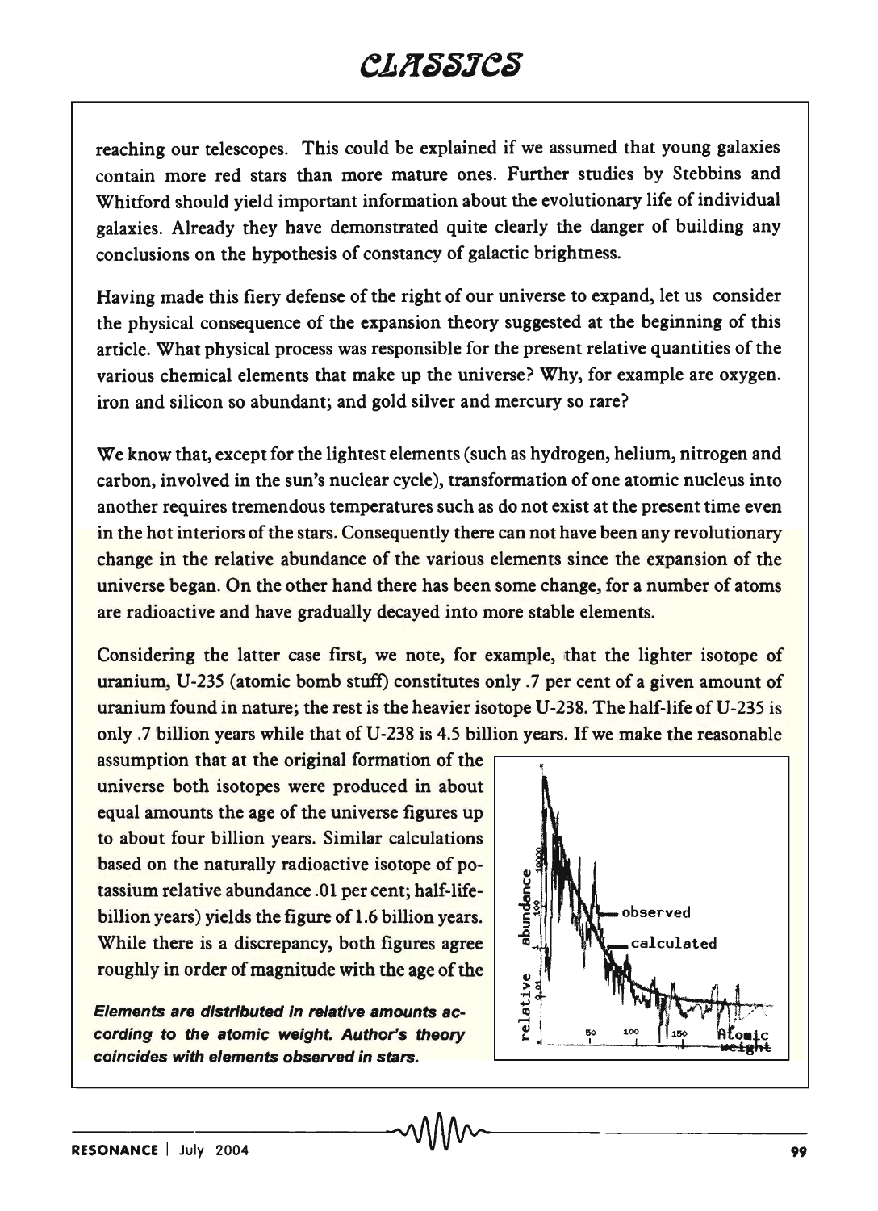reaching our telescopes. This could be explained if we assumed that young galaxies contain more red stars than more mature ones. Further studies by Stebbins and Whitford should yield important information about the evolutionary life of individual galaxies. Already they have demonstrated quite clearly the danger of building any conclusions on the hypothesis of constancy of galactic brightness.

Having made this fiery defense of the right of our universe to expand, let us consider the physical consequence of the expansion theory suggested at the beginning of this article. What physical process was responsible for the present relative quantities of the various chemical elements that make up the universe? Why, for example are oxygen. iron and silicon so abundant; and gold silver and mercury so rare?

We know that, except for the lightest elements (such as hydrogen, helium, nitrogen and carbon, involved in the sun's nuclear cycle), transformation of one atomic nucleus into another requires tremendous temperatures such as do not exist at the present time even in the hot interiors of the stars. Consequently there can not have been any revolutionary change in the relative abundance of the various elements since the expansion of the universe began. On the other hand there has been some change, for a number of atoms are radioactive and have gradually decayed into more stable elements.

Considering the latter case first, we note, for example, that the lighter isotope of uranium, U-235 (atomic bomb stuff) constitutes only .7 per cent of a given amount of uranium found in nature; the rest is the heavier isotope U-238. The half-life of U-235 is only .7 billion years while that of U-238 is 4.5 billion years. If we make the reasonable assumption that at the original formation of the universe both isotopes were produced in about equal amounts the age of the universe figures up to about four billion years. Similar calculations based on the naturally radioactive isotope of potassium relative abundance .01 per cent; half-life- billion years) yields the figure of 1.6 billion years. While there is a discrepancy, both figures agree roughly in order of magnitude with the age of the

***Elements are distributed in relative amounts according to the atomic weight. Author's theory coincides with elements observed in stars.***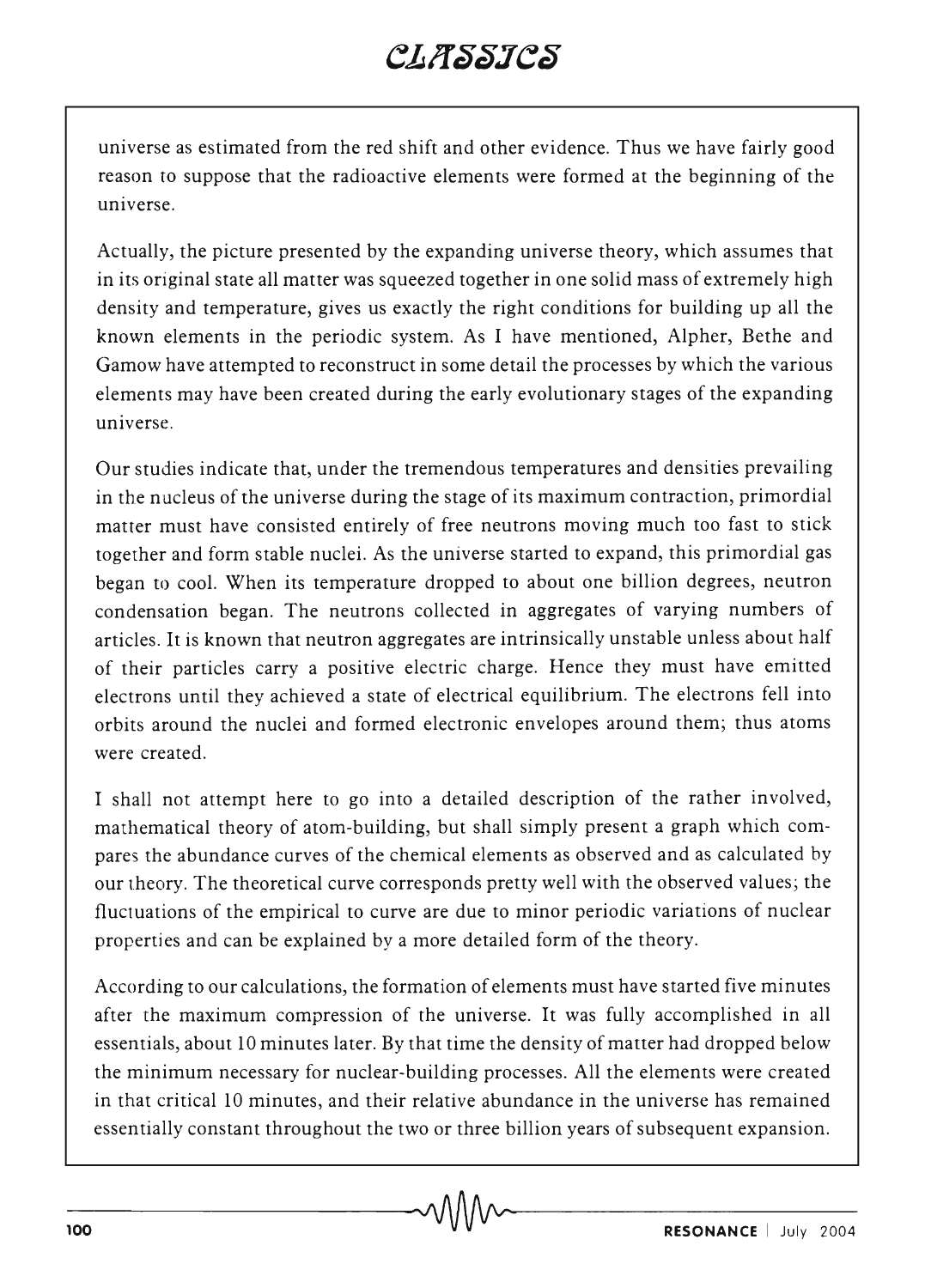universe as estimated from the red shift and other evidence. Thus we have fairly good reason to suppose that the radioactive elements were formed at the beginning of the universe.

Actually, the picture presented by the expanding universe theory, which assumes that in its original state all matter was squeezed together in one solid mass of extremely high density and temperature, gives us exactly the right conditions for building up all the known elements in the periodic system. As I have mentioned, Alpher, Bethe and Gamow have attempted to reconstruct in some detail the processes by which the various elements may have been created during the early evolutionary stages of the expanding universe.

Our studies indicate that, under the tremendous temperatures and densities prevailing in the nucleus of the universe during the stage of its maximum contraction, primordial matter must have consisted entirely of free neutrons moving much too fast to stick together and form stable nuclei. As the universe started to expand, this primordial gas began to cool. When its temperature dropped to about one billion degrees, neutron condensation began. The neutrons collected in aggregates of varying numbers of articles. It is known that neutron aggregates are intrinsically unstable unless about half of their particles carry a positive electric charge. Hence they must have emitted electrons until they achieved a state of electrical equilibrium. The electrons fell into orbits around the nuclei and formed electronic envelopes around them; thus atoms were created.

I shall not attempt here to go into a detailed description of the rather involved, mathematical theory of atom-building, but shall simply present a graph which compares the abundance curves of the chemical elements as observed and as calculated by our theory. The theoretical curve corresponds pretty well with the observed values; the fluctuations of the empirical to curve are due to minor periodic variations of nuclear properties and can be explained by a more detailed form of the theory.

According to our calculations, the formation of elements must have started five minutes after the maximum compression of the universe. It was fully accomplished in all essentials, about 10 minutes later. By that time the density of matter had dropped below the minimum necessary for nuclear-building processes. All the elements were created in that critical 10 minutes, and their relative abundance in the universe has remained essentially constant throughout the two or three billion years of subsequent expansion.